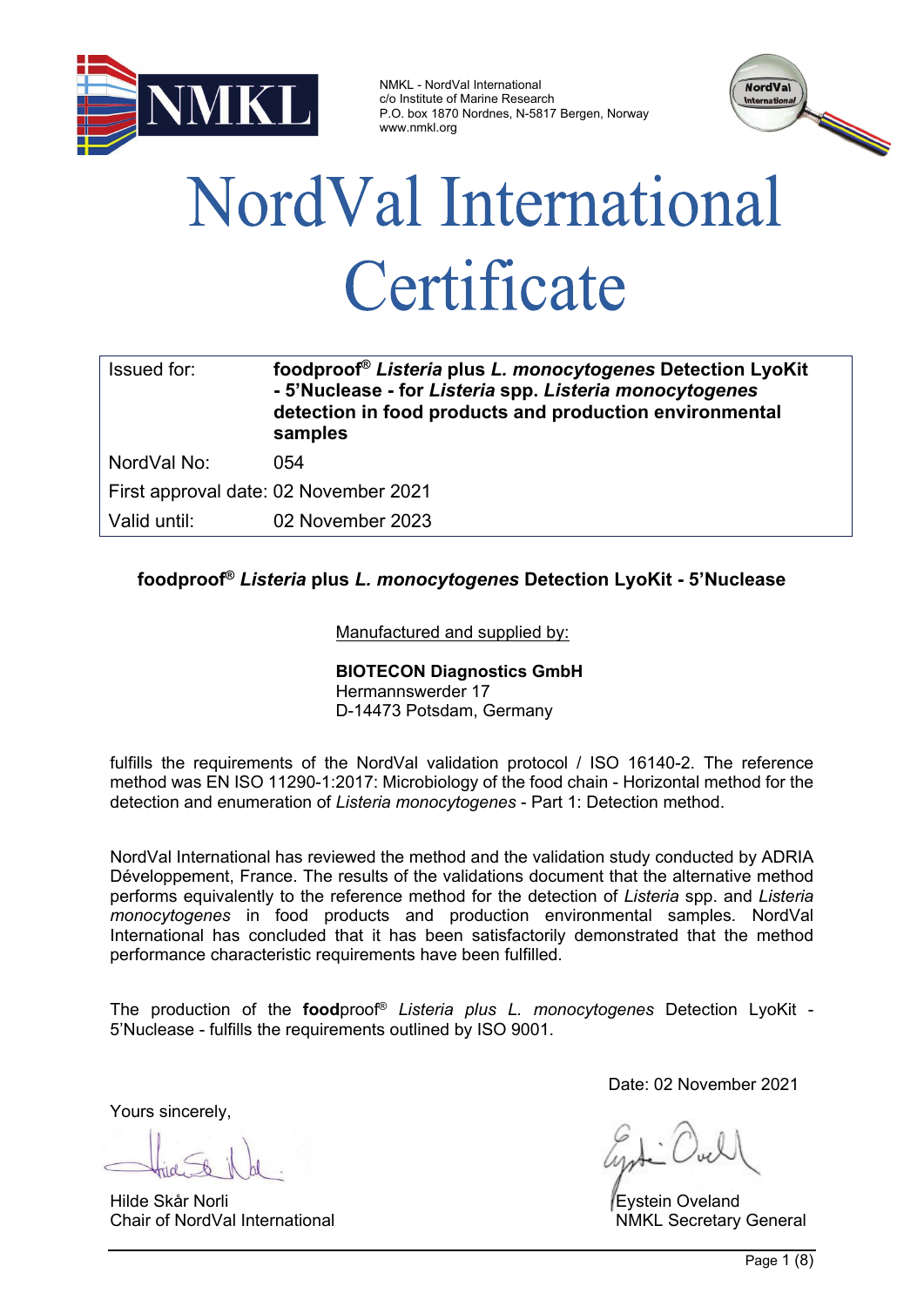NMKL - NordVal International
c/o Institute of Marine Research
P.O. box 1870 Nordnes, N-5817 Bergen, Norway
www.nmkl.org

# NordVal International Certificate

| | |
|---|---|
| Issued for: | **foodproof® *Listeria* plus *L. monocytogenes* Detection LyoKit - 5'Nuclease - for *Listeria* spp. *Listeria monocytogenes* detection in food products and production environmental samples** |
| NordVal No: | 054 |
| First approval date: | 02 November 2021 |
| Valid until: | 02 November 2023 |

**foodproof® *Listeria* plus *L. monocytogenes* Detection LyoKit - 5'Nuclease**

Manufactured and supplied by:

**BIOTECON Diagnostics GmbH**
Hermannswerder 17
D-14473 Potsdam, Germany

fulfills the requirements of the NordVal validation protocol / ISO 16140-2. The reference method was EN ISO 11290-1:2017: Microbiology of the food chain - Horizontal method for the detection and enumeration of *Listeria monocytogenes* - Part 1: Detection method.

NordVal International has reviewed the method and the validation study conducted by ADRIA Développement, France. The results of the validations document that the alternative method performs equivalently to the reference method for the detection of *Listeria* spp. and *Listeria monocytogenes* in food products and production environmental samples. NordVal International has concluded that it has been satisfactorily demonstrated that the method performance characteristic requirements have been fulfilled.

The production of the **food**proof® *Listeria plus L. monocytogenes* Detection LyoKit - 5'Nuclease - fulfills the requirements outlined by ISO 9001.

Date: 02 November 2021

Yours sincerely,

Hilde Skår Norli
Chair of NordVal International

Eystein Oveland
NMKL Secretary General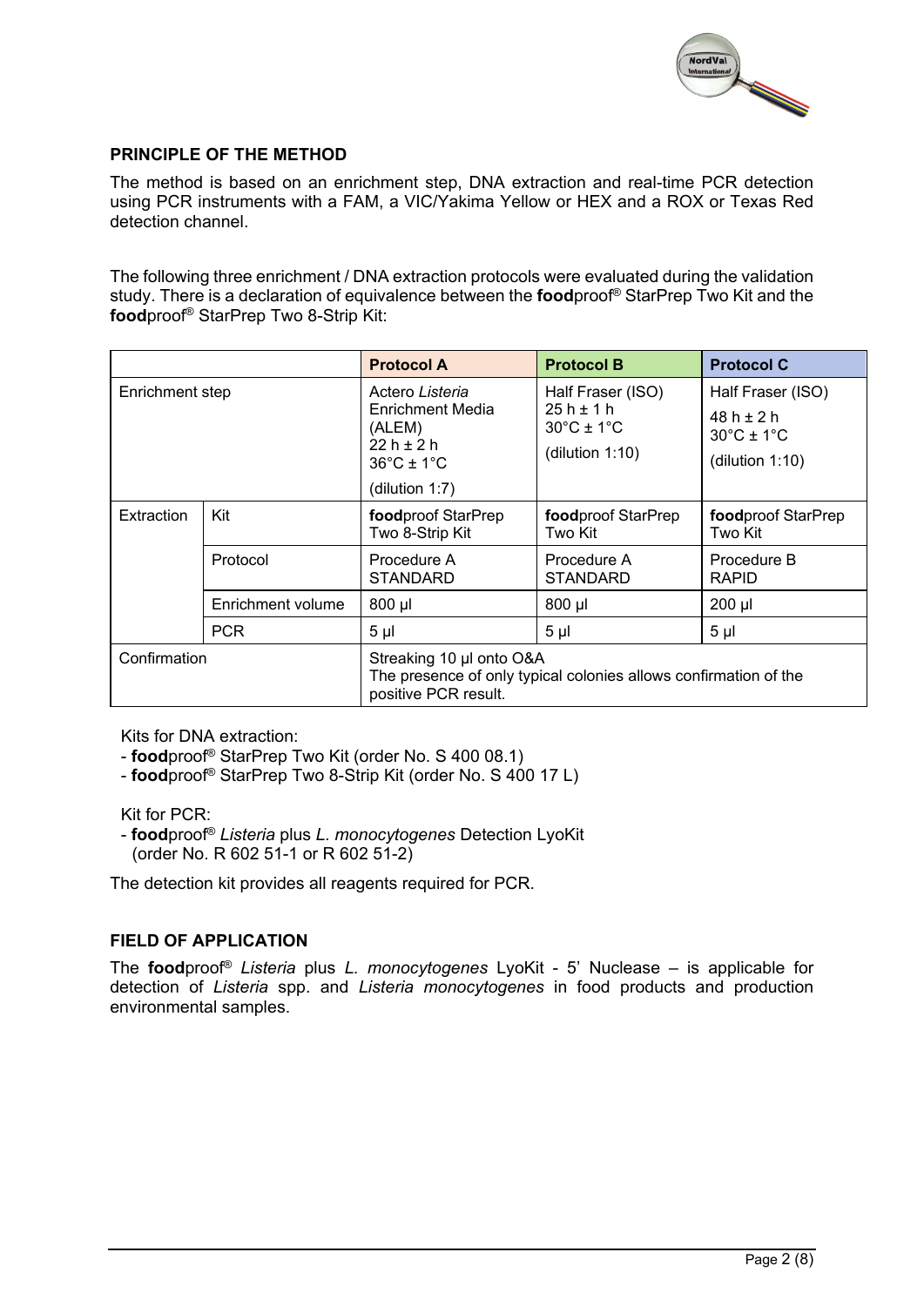## PRINCIPLE OF THE METHOD

The method is based on an enrichment step, DNA extraction and real-time PCR detection using PCR instruments with a FAM, a VIC/Yakima Yellow or HEX and a ROX or Texas Red detection channel.

The following three enrichment / DNA extraction protocols were evaluated during the validation study. There is a declaration of equivalence between the **food**proof® StarPrep Two Kit and the **food**proof® StarPrep Two 8-Strip Kit:

| | | **Protocol A** | **Protocol B** | **Protocol C** |
|---|---|---|---|---|
| Enrichment step | | Actero *Listeria* Enrichment Media (ALEM) 22 h ± 2 h 36°C ± 1°C (dilution 1:7) | Half Fraser (ISO) 25 h ± 1 h 30°C ± 1°C (dilution 1:10) | Half Fraser (ISO) 48 h ± 2 h 30°C ± 1°C (dilution 1:10) |
| Extraction | Kit | **food**proof StarPrep Two 8-Strip Kit | **food**proof StarPrep Two Kit | **food**proof StarPrep Two Kit |
| | Protocol | Procedure A STANDARD | Procedure A STANDARD | Procedure B RAPID |
| | Enrichment volume | 800 µl | 800 µl | 200 µl |
| | PCR | 5 µl | 5 µl | 5 µl |
| Confirmation | | Streaking 10 µl onto O&A The presence of only typical colonies allows confirmation of the positive PCR result. | | |

Kits for DNA extraction:

- **food**proof® StarPrep Two Kit (order No. S 400 08.1)
- **food**proof® StarPrep Two 8-Strip Kit (order No. S 400 17 L)

Kit for PCR:

- **food**proof® *Listeria* plus *L. monocytogenes* Detection LyoKit (order No. R 602 51-1 or R 602 51-2)

The detection kit provides all reagents required for PCR.

## FIELD OF APPLICATION

The **food**proof® *Listeria* plus *L. monocytogenes* LyoKit - 5' Nuclease – is applicable for detection of *Listeria* spp. and *Listeria monocytogenes* in food products and production environmental samples.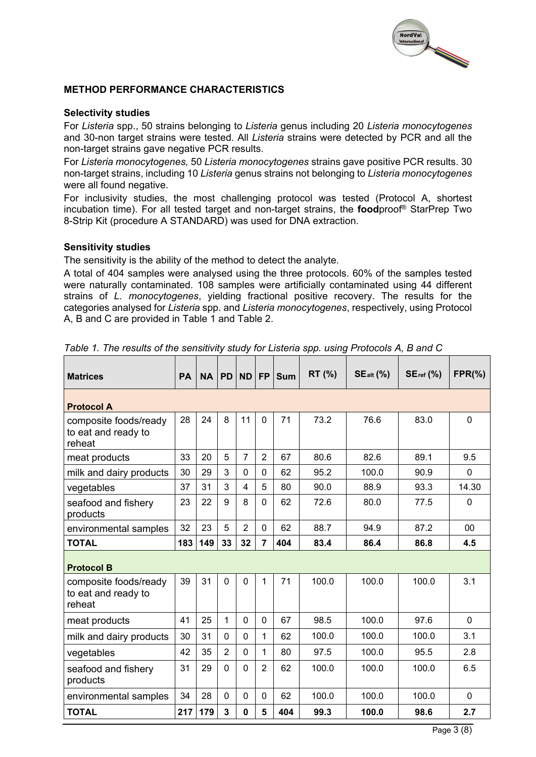## METHOD PERFORMANCE CHARACTERISTICS

### Selectivity studies

For *Listeria* spp., 50 strains belonging to *Listeria* genus including 20 *Listeria monocytogenes* and 30-non target strains were tested. All *Listeria* strains were detected by PCR and all the non-target strains gave negative PCR results.

For *Listeria monocytogenes,* 50 *Listeria monocytogenes* strains gave positive PCR results. 30 non-target strains, including 10 *Listeria* genus strains not belonging to *Listeria monocytogenes* were all found negative.

For inclusivity studies, the most challenging protocol was tested (Protocol A, shortest incubation time). For all tested target and non-target strains, the **food**proof® StarPrep Two 8-Strip Kit (procedure A STANDARD) was used for DNA extraction.

### Sensitivity studies

The sensitivity is the ability of the method to detect the analyte.

A total of 404 samples were analysed using the three protocols. 60% of the samples tested were naturally contaminated. 108 samples were artificially contaminated using 44 different strains of *L. monocytogenes*, yielding fractional positive recovery. The results for the categories analysed for *Listeria* spp. and *Listeria monocytogenes*, respectively, using Protocol A, B and C are provided in Table 1 and Table 2.

*Table 1. The results of the sensitivity study for Listeria spp. using Protocols A, B and C*

| Matrices | PA | NA | PD | ND | FP | Sum | RT (%) | $SE_{alt}$ (%) | $SE_{ref}$ (%) | FPR(%) |
|---|---|---|---|---|---|---|---|---|---|---|
| **Protocol A** | | | | | | | | | | |
| composite foods/ready to eat and ready to reheat | 28 | 24 | 8 | 11 | 0 | 71 | 73.2 | 76.6 | 83.0 | 0 |
| meat products | 33 | 20 | 5 | 7 | 2 | 67 | 80.6 | 82.6 | 89.1 | 9.5 |
| milk and dairy products | 30 | 29 | 3 | 0 | 0 | 62 | 95.2 | 100.0 | 90.9 | 0 |
| vegetables | 37 | 31 | 3 | 4 | 5 | 80 | 90.0 | 88.9 | 93.3 | 14.30 |
| seafood and fishery products | 23 | 22 | 9 | 8 | 0 | 62 | 72.6 | 80.0 | 77.5 | 0 |
| environmental samples | 32 | 23 | 5 | 2 | 0 | 62 | 88.7 | 94.9 | 87.2 | 00 |
| **TOTAL** | **183** | **149** | **33** | **32** | **7** | **404** | **83.4** | **86.4** | **86.8** | **4.5** |
| **Protocol B** | | | | | | | | | | |
| composite foods/ready to eat and ready to reheat | 39 | 31 | 0 | 0 | 1 | 71 | 100.0 | 100.0 | 100.0 | 3.1 |
| meat products | 41 | 25 | 1 | 0 | 0 | 67 | 98.5 | 100.0 | 97.6 | 0 |
| milk and dairy products | 30 | 31 | 0 | 0 | 1 | 62 | 100.0 | 100.0 | 100.0 | 3.1 |
| vegetables | 42 | 35 | 2 | 0 | 1 | 80 | 97.5 | 100.0 | 95.5 | 2.8 |
| seafood and fishery products | 31 | 29 | 0 | 0 | 2 | 62 | 100.0 | 100.0 | 100.0 | 6.5 |
| environmental samples | 34 | 28 | 0 | 0 | 0 | 62 | 100.0 | 100.0 | 100.0 | 0 |
| **TOTAL** | **217** | **179** | **3** | **0** | **5** | **404** | **99.3** | **100.0** | **98.6** | **2.7** |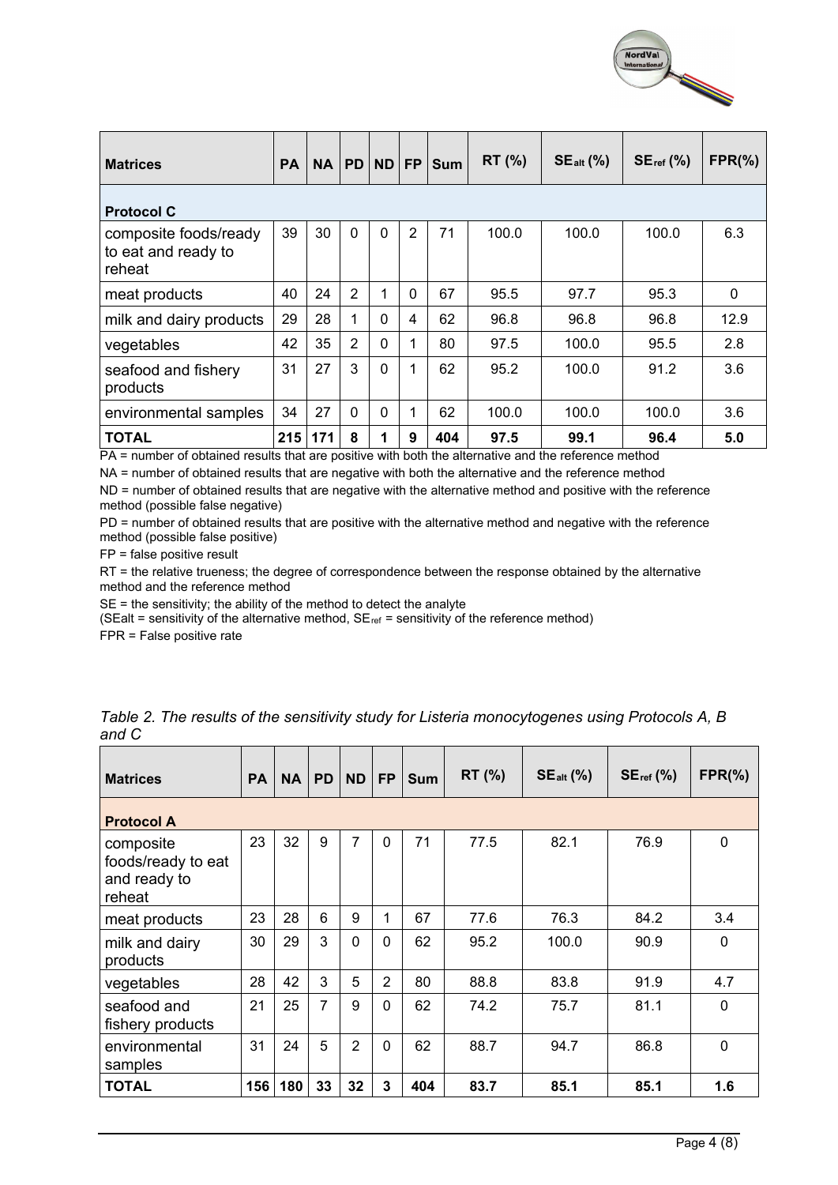| Matrices | PA | NA | PD | ND | FP | Sum | RT (%) | $SE_{alt}$ (%) | $SE_{ref}$ (%) | FPR(%) |
|---|---|---|---|---|---|---|---|---|---|---|
| **Protocol C** | | | | | | | | | | |
| composite foods/ready to eat and ready to reheat | 39 | 30 | 0 | 0 | 2 | 71 | 100.0 | 100.0 | 100.0 | 6.3 |
| meat products | 40 | 24 | 2 | 1 | 0 | 67 | 95.5 | 97.7 | 95.3 | 0 |
| milk and dairy products | 29 | 28 | 1 | 0 | 4 | 62 | 96.8 | 96.8 | 96.8 | 12.9 |
| vegetables | 42 | 35 | 2 | 0 | 1 | 80 | 97.5 | 100.0 | 95.5 | 2.8 |
| seafood and fishery products | 31 | 27 | 3 | 0 | 1 | 62 | 95.2 | 100.0 | 91.2 | 3.6 |
| environmental samples | 34 | 27 | 0 | 0 | 1 | 62 | 100.0 | 100.0 | 100.0 | 3.6 |
| **TOTAL** | **215** | **171** | **8** | **1** | **9** | **404** | **97.5** | **99.1** | **96.4** | **5.0** |

PA = number of obtained results that are positive with both the alternative and the reference method

NA = number of obtained results that are negative with both the alternative and the reference method

ND = number of obtained results that are negative with the alternative method and positive with the reference method (possible false negative)

PD = number of obtained results that are positive with the alternative method and negative with the reference method (possible false positive)

FP = false positive result

RT = the relative trueness; the degree of correspondence between the response obtained by the alternative method and the reference method

SE = the sensitivity; the ability of the method to detect the analyte

($SE_{alt}$ = sensitivity of the alternative method, $SE_{ref}$ = sensitivity of the reference method)

FPR = False positive rate

*Table 2. The results of the sensitivity study for Listeria monocytogenes using Protocols A, B and C*

| Matrices | PA | NA | PD | ND | FP | Sum | RT (%) | $SE_{alt}$ (%) | $SE_{ref}$ (%) | FPR(%) |
|---|---|---|---|---|---|---|---|---|---|---|
| **Protocol A** | | | | | | | | | | |
| composite foods/ready to eat and ready to reheat | 23 | 32 | 9 | 7 | 0 | 71 | 77.5 | 82.1 | 76.9 | 0 |
| meat products | 23 | 28 | 6 | 9 | 1 | 67 | 77.6 | 76.3 | 84.2 | 3.4 |
| milk and dairy products | 30 | 29 | 3 | 0 | 0 | 62 | 95.2 | 100.0 | 90.9 | 0 |
| vegetables | 28 | 42 | 3 | 5 | 2 | 80 | 88.8 | 83.8 | 91.9 | 4.7 |
| seafood and fishery products | 21 | 25 | 7 | 9 | 0 | 62 | 74.2 | 75.7 | 81.1 | 0 |
| environmental samples | 31 | 24 | 5 | 2 | 0 | 62 | 88.7 | 94.7 | 86.8 | 0 |
| **TOTAL** | **156** | **180** | **33** | **32** | **3** | **404** | **83.7** | **85.1** | **85.1** | **1.6** |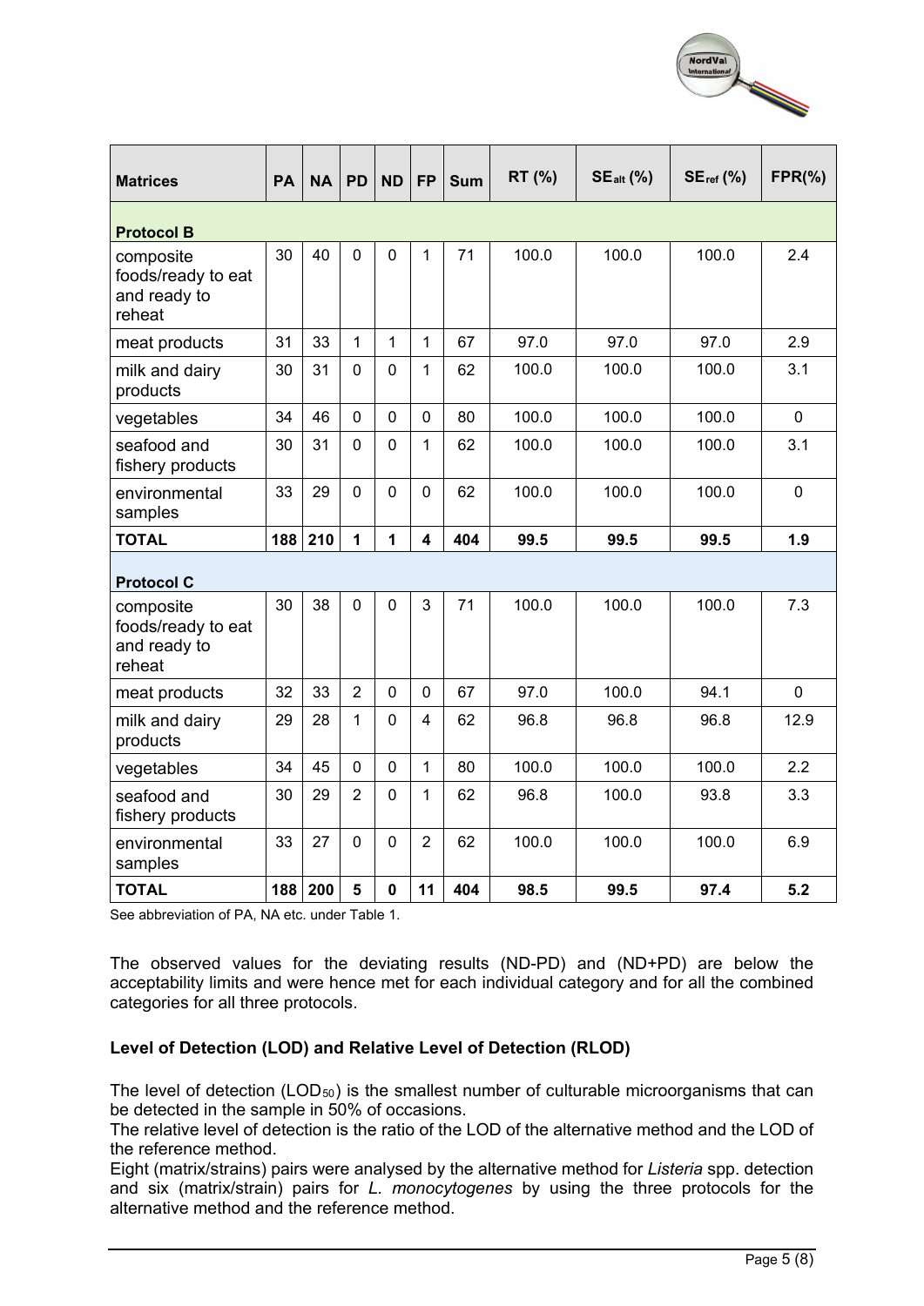| Matrices | PA | NA | PD | ND | FP | Sum | RT (%) | $SE_{alt}$ (%) | $SE_{ref}$ (%) | FPR(%) |
|---|---|---|---|---|---|---|---|---|---|---|
| **Protocol B** | | | | | | | | | | |
| composite foods/ready to eat and ready to reheat | 30 | 40 | 0 | 0 | 1 | 71 | 100.0 | 100.0 | 100.0 | 2.4 |
| meat products | 31 | 33 | 1 | 1 | 1 | 67 | 97.0 | 97.0 | 97.0 | 2.9 |
| milk and dairy products | 30 | 31 | 0 | 0 | 1 | 62 | 100.0 | 100.0 | 100.0 | 3.1 |
| vegetables | 34 | 46 | 0 | 0 | 0 | 80 | 100.0 | 100.0 | 100.0 | 0 |
| seafood and fishery products | 30 | 31 | 0 | 0 | 1 | 62 | 100.0 | 100.0 | 100.0 | 3.1 |
| environmental samples | 33 | 29 | 0 | 0 | 0 | 62 | 100.0 | 100.0 | 100.0 | 0 |
| **TOTAL** | **188** | **210** | **1** | **1** | **4** | **404** | **99.5** | **99.5** | **99.5** | **1.9** |
| **Protocol C** | | | | | | | | | | |
| composite foods/ready to eat and ready to reheat | 30 | 38 | 0 | 0 | 3 | 71 | 100.0 | 100.0 | 100.0 | 7.3 |
| meat products | 32 | 33 | 2 | 0 | 0 | 67 | 97.0 | 100.0 | 94.1 | 0 |
| milk and dairy products | 29 | 28 | 1 | 0 | 4 | 62 | 96.8 | 96.8 | 96.8 | 12.9 |
| vegetables | 34 | 45 | 0 | 0 | 1 | 80 | 100.0 | 100.0 | 100.0 | 2.2 |
| seafood and fishery products | 30 | 29 | 2 | 0 | 1 | 62 | 96.8 | 100.0 | 93.8 | 3.3 |
| environmental samples | 33 | 27 | 0 | 0 | 2 | 62 | 100.0 | 100.0 | 100.0 | 6.9 |
| **TOTAL** | **188** | **200** | **5** | **0** | **11** | **404** | **98.5** | **99.5** | **97.4** | **5.2** |

See abbreviation of PA, NA etc. under Table 1.

The observed values for the deviating results (ND-PD) and (ND+PD) are below the acceptability limits and were hence met for each individual category and for all the combined categories for all three protocols.

**Level of Detection (LOD) and Relative Level of Detection (RLOD)**

The level of detection ($LOD_{50}$) is the smallest number of culturable microorganisms that can be detected in the sample in 50% of occasions.

The relative level of detection is the ratio of the LOD of the alternative method and the LOD of the reference method.

Eight (matrix/strains) pairs were analysed by the alternative method for *Listeria* spp. detection and six (matrix/strain) pairs for *L. monocytogenes* by using the three protocols for the alternative method and the reference method.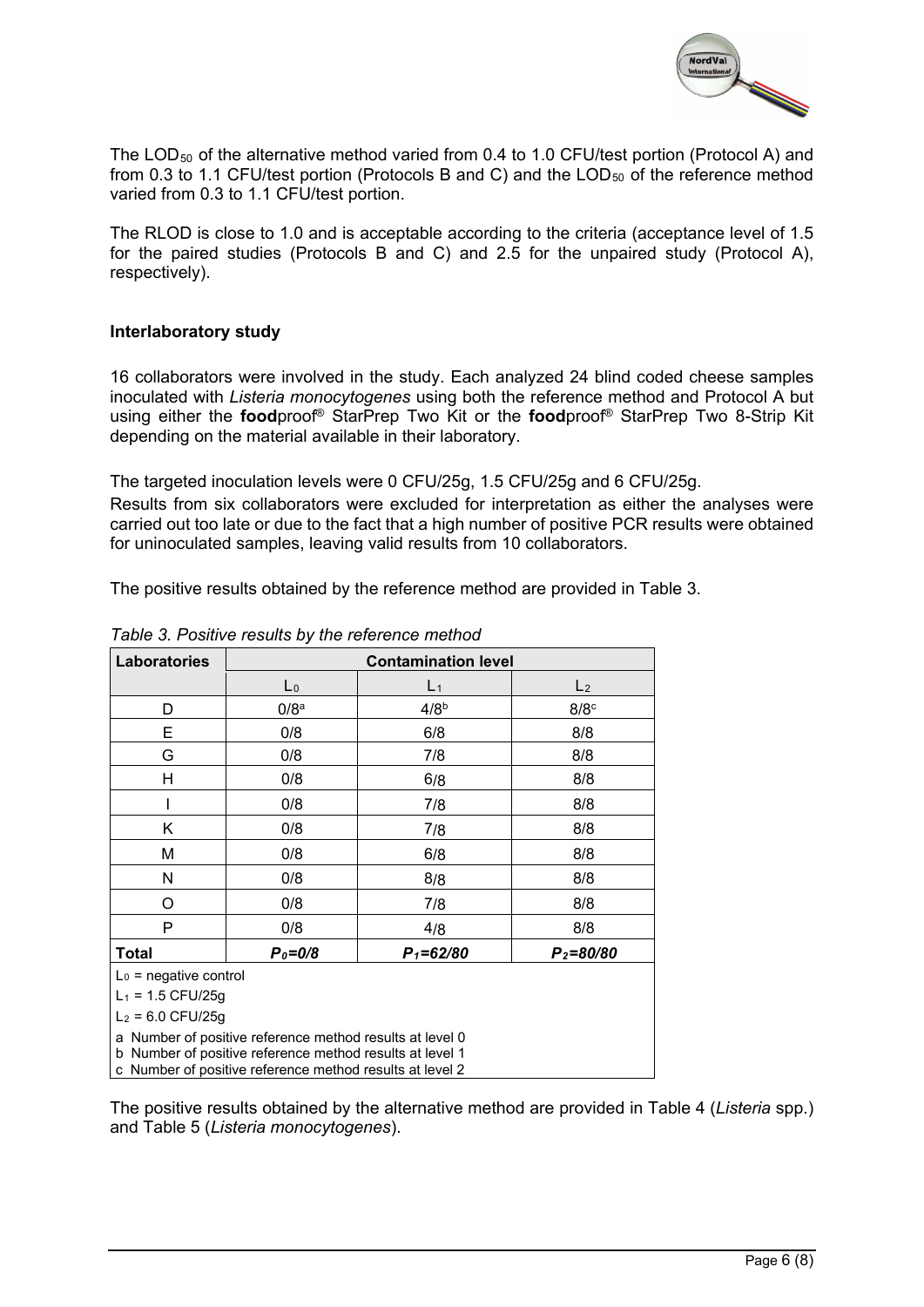The $LOD_{50}$ of the alternative method varied from 0.4 to 1.0 CFU/test portion (Protocol A) and from 0.3 to 1.1 CFU/test portion (Protocols B and C) and the $LOD_{50}$ of the reference method varied from 0.3 to 1.1 CFU/test portion.

The RLOD is close to 1.0 and is acceptable according to the criteria (acceptance level of 1.5 for the paired studies (Protocols B and C) and 2.5 for the unpaired study (Protocol A), respectively).

**Interlaboratory study**

16 collaborators were involved in the study. Each analyzed 24 blind coded cheese samples inoculated with *Listeria monocytogenes* using both the reference method and Protocol A but using either the **food**proof® StarPrep Two Kit or the **food**proof® StarPrep Two 8-Strip Kit depending on the material available in their laboratory.

The targeted inoculation levels were 0 CFU/25g, 1.5 CFU/25g and 6 CFU/25g.

Results from six collaborators were excluded for interpretation as either the analyses were carried out too late or due to the fact that a high number of positive PCR results were obtained for uninoculated samples, leaving valid results from 10 collaborators.

The positive results obtained by the reference method are provided in Table 3.

*Table 3. Positive results by the reference method*

| Laboratories | Contamination level | | |
|---|---|---|---|
| | $L_0$ | $L_1$ | $L_2$ |
| D | 0/8[a] | 4/8[b] | 8/8[c] |
| E | 0/8 | 6/8 | 8/8 |
| G | 0/8 | 7/8 | 8/8 |
| H | 0/8 | 6/8 | 8/8 |
| I | 0/8 | 7/8 | 8/8 |
| K | 0/8 | 7/8 | 8/8 |
| M | 0/8 | 6/8 | 8/8 |
| N | 0/8 | 8/8 | 8/8 |
| O | 0/8 | 7/8 | 8/8 |
| P | 0/8 | 4/8 | 8/8 |
| **Total** | ***$P_0$=0/8*** | ***$P_1$=62/80*** | ***$P_2$=80/80*** |

$L_0$ = negative control

$L_1$ = 1.5 CFU/25g

$L_2$ = 6.0 CFU/25g

a Number of positive reference method results at level 0
b Number of positive reference method results at level 1
c Number of positive reference method results at level 2

The positive results obtained by the alternative method are provided in Table 4 (*Listeria* spp.) and Table 5 (*Listeria monocytogenes*).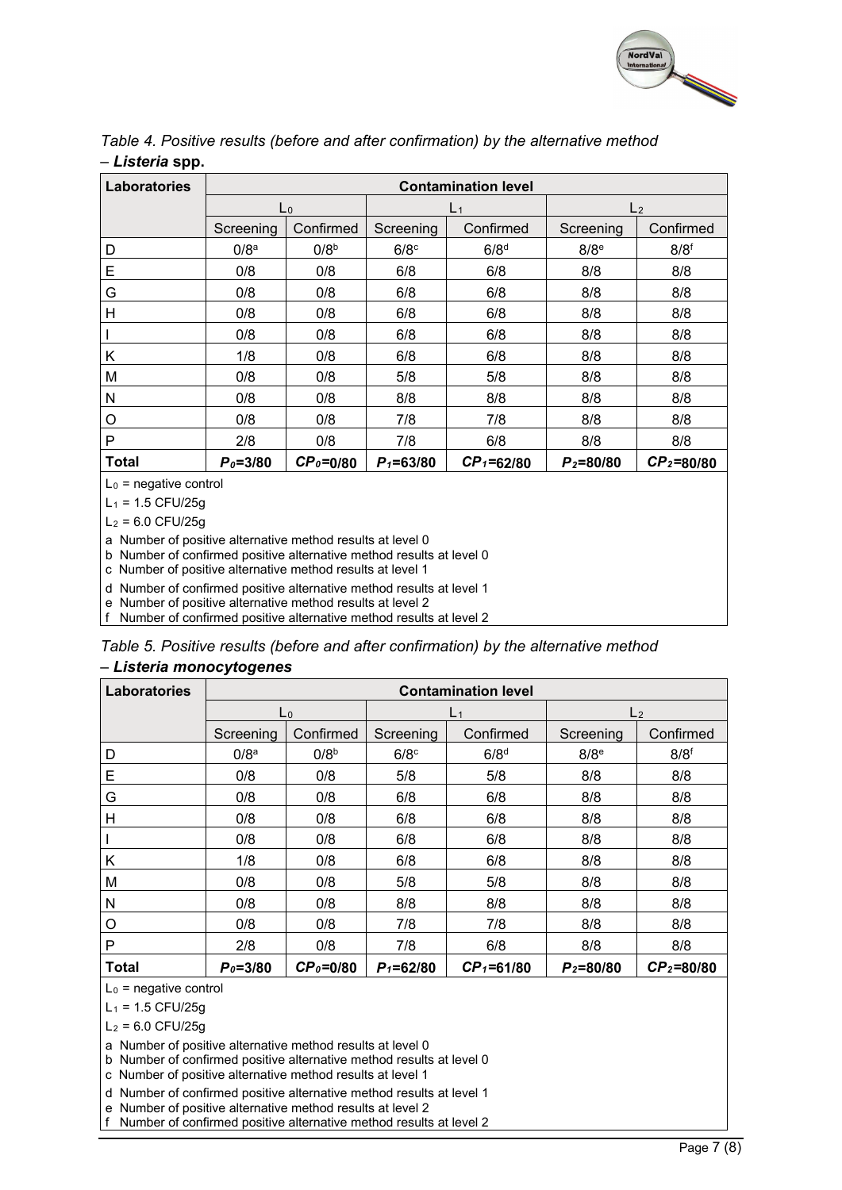*Table 4. Positive results (before and after confirmation) by the alternative method – **Listeria spp.***

| Laboratories | Contamination level | | | | | |
|---|---|---|---|---|---|---|
| | $L_0$ | | $L_1$ | | $L_2$ | |
| | Screening | Confirmed | Screening | Confirmed | Screening | Confirmed |
| D | 0/8[a] | 0/8[b] | 6/8[c] | 6/8[d] | 8/8[e] | 8/8[f] |
| E | 0/8 | 0/8 | 6/8 | 6/8 | 8/8 | 8/8 |
| G | 0/8 | 0/8 | 6/8 | 6/8 | 8/8 | 8/8 |
| H | 0/8 | 0/8 | 6/8 | 6/8 | 8/8 | 8/8 |
| I | 0/8 | 0/8 | 6/8 | 6/8 | 8/8 | 8/8 |
| K | 1/8 | 0/8 | 6/8 | 6/8 | 8/8 | 8/8 |
| M | 0/8 | 0/8 | 5/8 | 5/8 | 8/8 | 8/8 |
| N | 0/8 | 0/8 | 8/8 | 8/8 | 8/8 | 8/8 |
| O | 0/8 | 0/8 | 7/8 | 7/8 | 8/8 | 8/8 |
| P | 2/8 | 0/8 | 7/8 | 6/8 | 8/8 | 8/8 |
| **Total** | $P_0$**=3/80** | $CP_0$**=0/80** | $P_1$**=63/80** | $CP_1$**=62/80** | $P_2$**=80/80** | $CP_2$**=80/80** |

$L_0$ = negative control

$L_1$ = 1.5 CFU/25g

$L_2$ = 6.0 CFU/25g

a Number of positive alternative method results at level 0
b Number of confirmed positive alternative method results at level 0
c Number of positive alternative method results at level 1
d Number of confirmed positive alternative method results at level 1
e Number of positive alternative method results at level 2
f Number of confirmed positive alternative method results at level 2

*Table 5. Positive results (before and after confirmation) by the alternative method – **Listeria monocytogenes***

| Laboratories | Contamination level | | | | | |
|---|---|---|---|---|---|---|
| | $L_0$ | | $L_1$ | | $L_2$ | |
| | Screening | Confirmed | Screening | Confirmed | Screening | Confirmed |
| D | 0/8[a] | 0/8[b] | 6/8[c] | 6/8[d] | 8/8[e] | 8/8[f] |
| E | 0/8 | 0/8 | 5/8 | 5/8 | 8/8 | 8/8 |
| G | 0/8 | 0/8 | 6/8 | 6/8 | 8/8 | 8/8 |
| H | 0/8 | 0/8 | 6/8 | 6/8 | 8/8 | 8/8 |
| I | 0/8 | 0/8 | 6/8 | 6/8 | 8/8 | 8/8 |
| K | 1/8 | 0/8 | 6/8 | 6/8 | 8/8 | 8/8 |
| M | 0/8 | 0/8 | 5/8 | 5/8 | 8/8 | 8/8 |
| N | 0/8 | 0/8 | 8/8 | 8/8 | 8/8 | 8/8 |
| O | 0/8 | 0/8 | 7/8 | 7/8 | 8/8 | 8/8 |
| P | 2/8 | 0/8 | 7/8 | 6/8 | 8/8 | 8/8 |
| **Total** | $P_0$**=3/80** | $CP_0$**=0/80** | $P_1$**=62/80** | $CP_1$**=61/80** | $P_2$**=80/80** | $CP_2$**=80/80** |

$L_0$ = negative control

$L_1$ = 1.5 CFU/25g

$L_2$ = 6.0 CFU/25g

a Number of positive alternative method results at level 0
b Number of confirmed positive alternative method results at level 0
c Number of positive alternative method results at level 1
d Number of confirmed positive alternative method results at level 1
e Number of positive alternative method results at level 2
f Number of confirmed positive alternative method results at level 2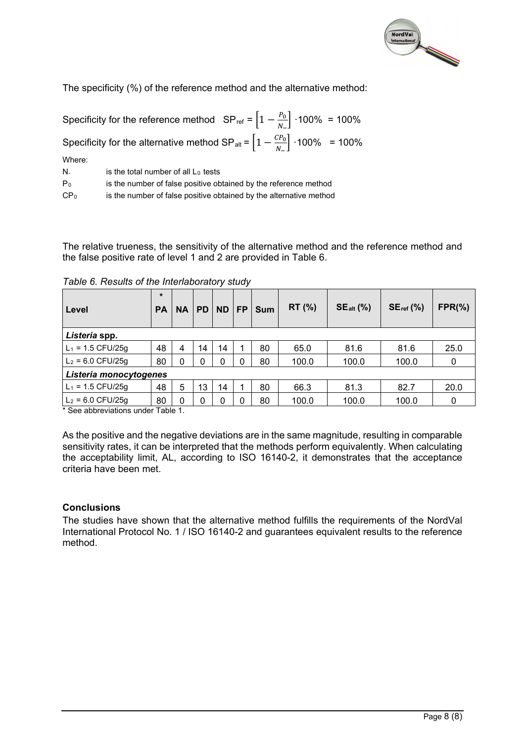The specificity (%) of the reference method and the alternative method:

Specificity for the reference method $SP_{ref} = \left[1 - \frac{P_0}{N_-}\right] \cdot 100\% = 100\%$

Specificity for the alternative method $SP_{alt} = \left[1 - \frac{CP_0}{N_-}\right] \cdot 100\% = 100\%$

Where:

$N_-$ is the total number of all $L_0$ tests

$P_0$ is the number of false positive obtained by the reference method

$CP_0$ is the number of false positive obtained by the alternative method

The relative trueness, the sensitivity of the alternative method and the reference method and the false positive rate of level 1 and 2 are provided in Table 6.

*Table 6. Results of the Interlaboratory study*

| Level | * PA | NA | PD | ND | FP | Sum | RT (%) | $SE_{alt}$ (%) | $SE_{ref}$ (%) | FPR(%) |
|---|---|---|---|---|---|---|---|---|---|---|
| ***Listeria* spp.** | | | | | | | | | | |
| $L_1$ = 1.5 CFU/25g | 48 | 4 | 14 | 14 | 1 | 80 | 65.0 | 81.6 | 81.6 | 25.0 |
| $L_2$ = 6.0 CFU/25g | 80 | 0 | 0 | 0 | 0 | 80 | 100.0 | 100.0 | 100.0 | 0 |
| ***Listeria monocytogenes*** | | | | | | | | | | |
| $L_1$ = 1.5 CFU/25g | 48 | 5 | 13 | 14 | 1 | 80 | 66.3 | 81.3 | 82.7 | 20.0 |
| $L_2$ = 6.0 CFU/25g | 80 | 0 | 0 | 0 | 0 | 80 | 100.0 | 100.0 | 100.0 | 0 |

\* See abbreviations under Table 1.

As the positive and the negative deviations are in the same magnitude, resulting in comparable sensitivity rates, it can be interpreted that the methods perform equivalently. When calculating the acceptability limit, AL, according to ISO 16140-2, it demonstrates that the acceptance criteria have been met.

**Conclusions**

The studies have shown that the alternative method fulfills the requirements of the NordVal International Protocol No. 1 / ISO 16140-2 and guarantees equivalent results to the reference method.